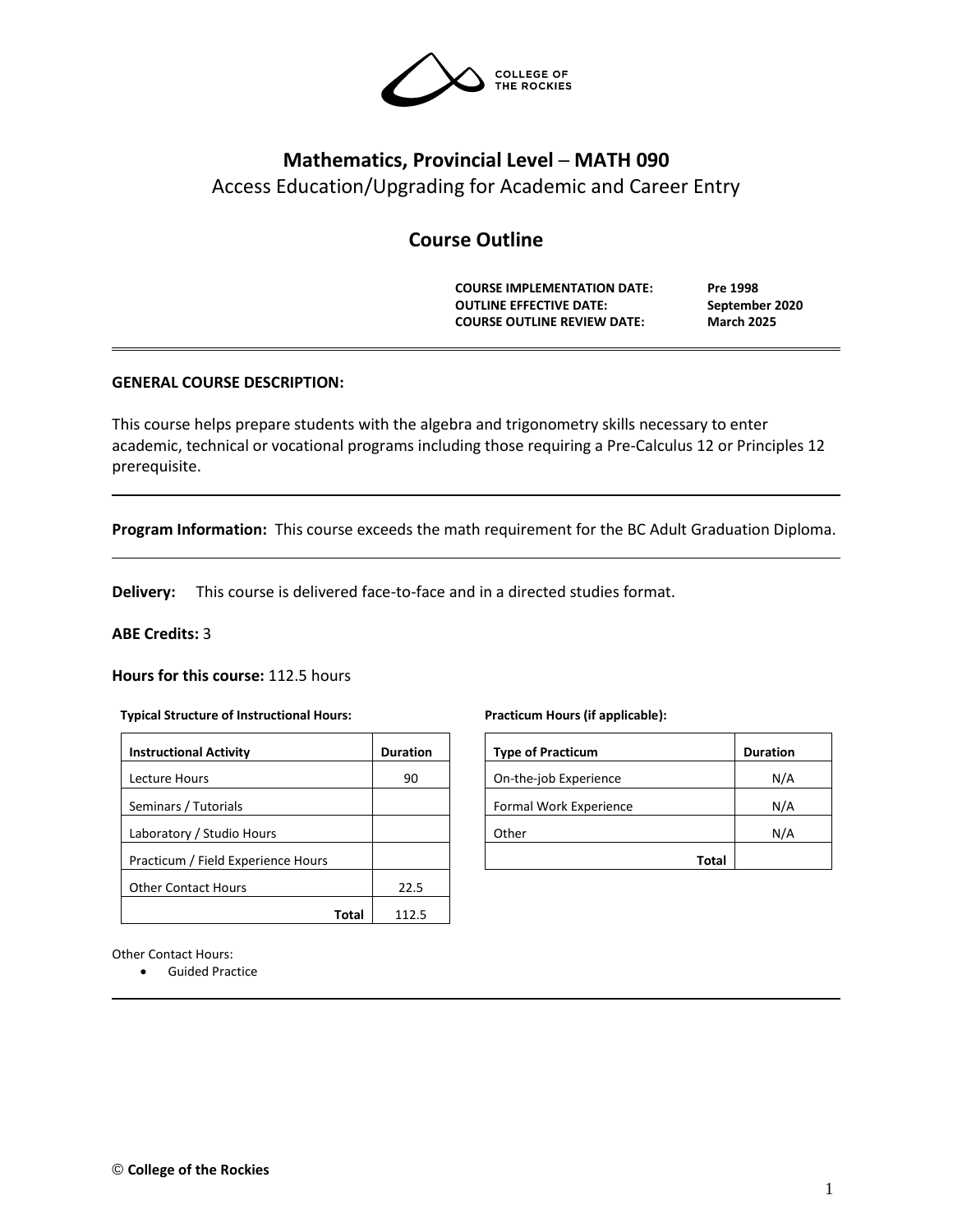# Mathematics, Provincial Level – MATH 090

Access Education/Upgrading for Academic and Career Entry

## Course Outline

| | |
|---|---|
| **COURSE IMPLEMENTATION DATE:** | **Pre 1998** |
| **OUTLINE EFFECTIVE DATE:** | **September 2020** |
| **COURSE OUTLINE REVIEW DATE:** | **March 2025** |

### GENERAL COURSE DESCRIPTION:

This course helps prepare students with the algebra and trigonometry skills necessary to enter academic, technical or vocational programs including those requiring a Pre-Calculus 12 or Principles 12 prerequisite.

---

**Program Information:** This course exceeds the math requirement for the BC Adult Graduation Diploma.

---

**Delivery:** This course is delivered face-to-face and in a directed studies format.

**ABE Credits:** 3

**Hours for this course:** 112.5 hours

**Typical Structure of Instructional Hours:**

| Instructional Activity | Duration |
|---|---|
| Lecture Hours | 90 |
| Seminars / Tutorials | |
| Laboratory / Studio Hours | |
| Practicum / Field Experience Hours | |
| Other Contact Hours | 22.5 |
| **Total** | 112.5 |

**Practicum Hours (if applicable):**

| Type of Practicum | Duration |
|---|---|
| On-the-job Experience | N/A |
| Formal Work Experience | N/A |
| Other | N/A |
| **Total** | |

Other Contact Hours:

- Guided Practice

---

© **College of the Rockies**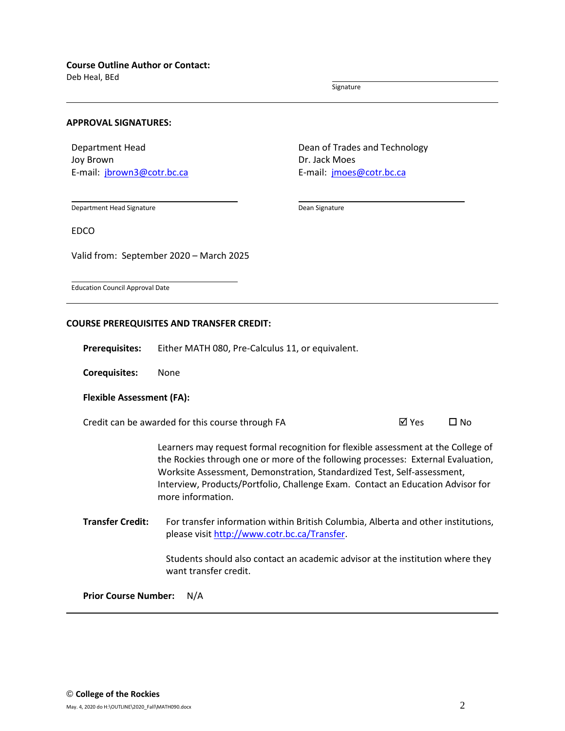**Course Outline Author or Contact:**
Deb Heal, BEd

Signature

---

**APPROVAL SIGNATURES:**

Department Head
Joy Brown
E-mail: jbrown3@cotr.bc.ca

Department Head Signature

Dean of Trades and Technology
Dr. Jack Moes
E-mail: jmoes@cotr.bc.ca

Dean Signature

EDCO

Valid from: September 2020 – March 2025

Education Council Approval Date

---

**COURSE PREREQUISITES AND TRANSFER CREDIT:**

**Prerequisites:** Either MATH 080, Pre-Calculus 11, or equivalent.

**Corequisites:** None

**Flexible Assessment (FA):**

Credit can be awarded for this course through FA ☑ Yes ☐ No

Learners may request formal recognition for flexible assessment at the College of the Rockies through one or more of the following processes: External Evaluation, Worksite Assessment, Demonstration, Standardized Test, Self-assessment, Interview, Products/Portfolio, Challenge Exam. Contact an Education Advisor for more information.

**Transfer Credit:** For transfer information within British Columbia, Alberta and other institutions, please visit http://www.cotr.bc.ca/Transfer.

Students should also contact an academic advisor at the institution where they want transfer credit.

**Prior Course Number:** N/A

---

© **College of the Rockies**

May. 4, 2020 do H:\OUTLINE\2020_Fall\MATH090.docx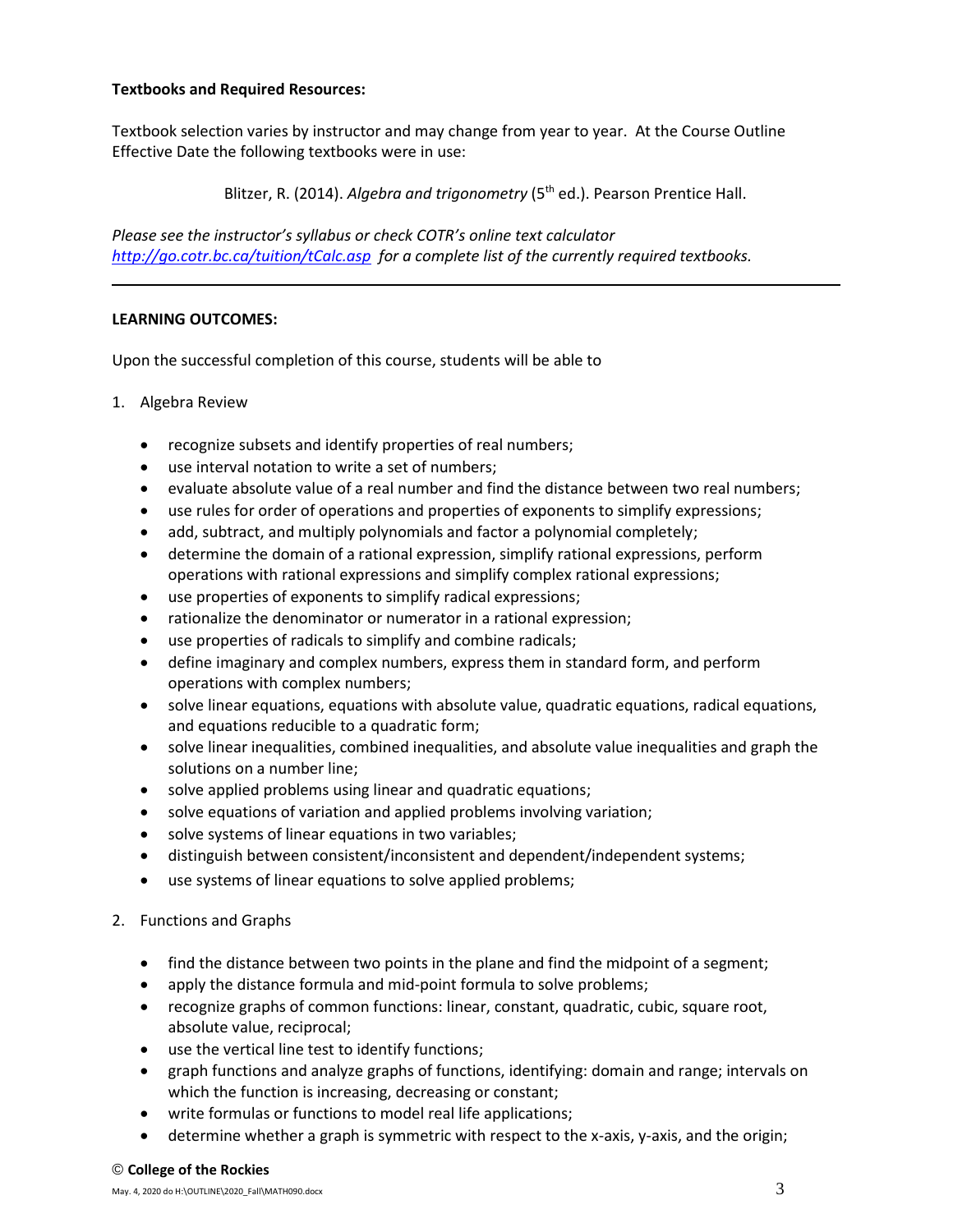**Textbooks and Required Resources:**

Textbook selection varies by instructor and may change from year to year. At the Course Outline Effective Date the following textbooks were in use:

Blitzer, R. (2014). *Algebra and trigonometry* (5th ed.). Pearson Prentice Hall.

*Please see the instructor's syllabus or check COTR's online text calculator [http://go.cotr.bc.ca/tuition/tCalc.asp](http://go.cotr.bc.ca/tuition/tCalc.asp) for a complete list of the currently required textbooks.*

---

**LEARNING OUTCOMES:**

Upon the successful completion of this course, students will be able to

1. Algebra Review

   - recognize subsets and identify properties of real numbers;
   - use interval notation to write a set of numbers;
   - evaluate absolute value of a real number and find the distance between two real numbers;
   - use rules for order of operations and properties of exponents to simplify expressions;
   - add, subtract, and multiply polynomials and factor a polynomial completely;
   - determine the domain of a rational expression, simplify rational expressions, perform operations with rational expressions and simplify complex rational expressions;
   - use properties of exponents to simplify radical expressions;
   - rationalize the denominator or numerator in a rational expression;
   - use properties of radicals to simplify and combine radicals;
   - define imaginary and complex numbers, express them in standard form, and perform operations with complex numbers;
   - solve linear equations, equations with absolute value, quadratic equations, radical equations, and equations reducible to a quadratic form;
   - solve linear inequalities, combined inequalities, and absolute value inequalities and graph the solutions on a number line;
   - solve applied problems using linear and quadratic equations;
   - solve equations of variation and applied problems involving variation;
   - solve systems of linear equations in two variables;
   - distinguish between consistent/inconsistent and dependent/independent systems;
   - use systems of linear equations to solve applied problems;

2. Functions and Graphs

   - find the distance between two points in the plane and find the midpoint of a segment;
   - apply the distance formula and mid-point formula to solve problems;
   - recognize graphs of common functions: linear, constant, quadratic, cubic, square root, absolute value, reciprocal;
   - use the vertical line test to identify functions;
   - graph functions and analyze graphs of functions, identifying: domain and range; intervals on which the function is increasing, decreasing or constant;
   - write formulas or functions to model real life applications;
   - determine whether a graph is symmetric with respect to the x-axis, y-axis, and the origin;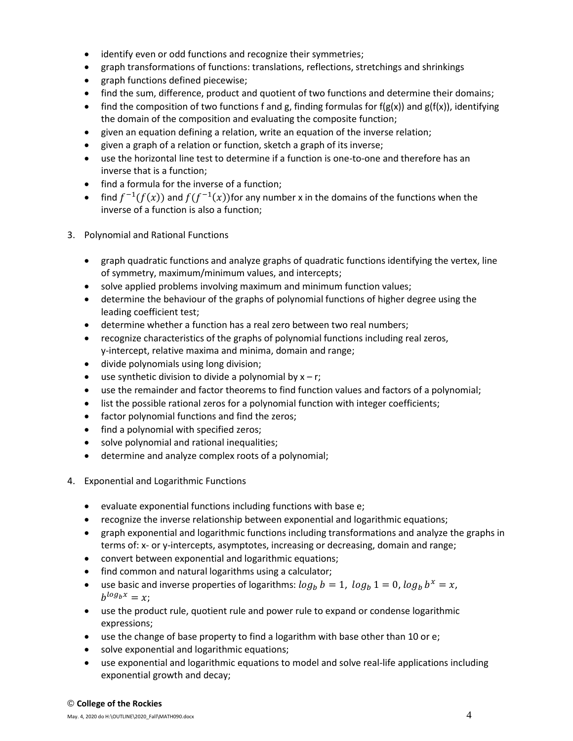- identify even or odd functions and recognize their symmetries;
- graph transformations of functions: translations, reflections, stretchings and shrinkings
- graph functions defined piecewise;
- find the sum, difference, product and quotient of two functions and determine their domains;
- find the composition of two functions f and g, finding formulas for f(g(x)) and g(f(x)), identifying the domain of the composition and evaluating the composite function;
- given an equation defining a relation, write an equation of the inverse relation;
- given a graph of a relation or function, sketch a graph of its inverse;
- use the horizontal line test to determine if a function is one-to-one and therefore has an inverse that is a function;
- find a formula for the inverse of a function;
- find $f^{-1}(f(x))$ and $f(f^{-1}(x))$for any number x in the domains of the functions when the inverse of a function is also a function;

3. Polynomial and Rational Functions

   - graph quadratic functions and analyze graphs of quadratic functions identifying the vertex, line of symmetry, maximum/minimum values, and intercepts;
   - solve applied problems involving maximum and minimum function values;
   - determine the behaviour of the graphs of polynomial functions of higher degree using the leading coefficient test;
   - determine whether a function has a real zero between two real numbers;
   - recognize characteristics of the graphs of polynomial functions including real zeros, y-intercept, relative maxima and minima, domain and range;
   - divide polynomials using long division;
   - use synthetic division to divide a polynomial by x – r;
   - use the remainder and factor theorems to find function values and factors of a polynomial;
   - list the possible rational zeros for a polynomial function with integer coefficients;
   - factor polynomial functions and find the zeros;
   - find a polynomial with specified zeros;
   - solve polynomial and rational inequalities;
   - determine and analyze complex roots of a polynomial;

4. Exponential and Logarithmic Functions

   - evaluate exponential functions including functions with base e;
   - recognize the inverse relationship between exponential and logarithmic equations;
   - graph exponential and logarithmic functions including transformations and analyze the graphs in terms of: x- or y-intercepts, asymptotes, increasing or decreasing, domain and range;
   - convert between exponential and logarithmic equations;
   - find common and natural logarithms using a calculator;
   - use basic and inverse properties of logarithms: $log_b\, b = 1,\ log_b\, 1 = 0,\ log_b\, b^x = x,$ $b^{log_b x} = x$;
   - use the product rule, quotient rule and power rule to expand or condense logarithmic expressions;
   - use the change of base property to find a logarithm with base other than 10 or e;
   - solve exponential and logarithmic equations;
   - use exponential and logarithmic equations to model and solve real-life applications including exponential growth and decay;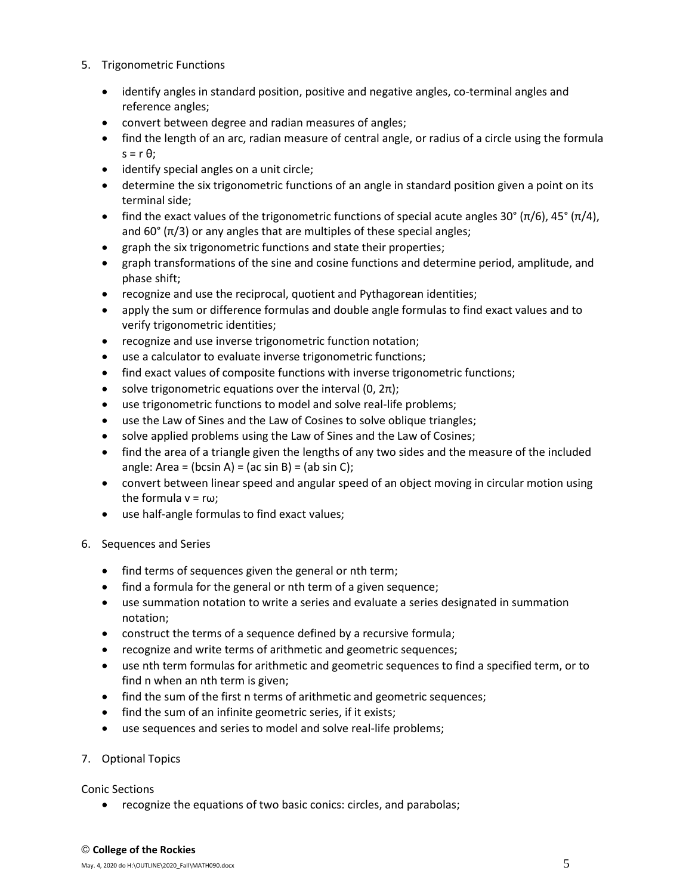5. Trigonometric Functions

- identify angles in standard position, positive and negative angles, co-terminal angles and reference angles;
- convert between degree and radian measures of angles;
- find the length of an arc, radian measure of central angle, or radius of a circle using the formula $s = r\theta$;
- identify special angles on a unit circle;
- determine the six trigonometric functions of an angle in standard position given a point on its terminal side;
- find the exact values of the trigonometric functions of special acute angles 30° ($\pi/6$), 45° ($\pi/4$), and 60° ($\pi/3$) or any angles that are multiples of these special angles;
- graph the six trigonometric functions and state their properties;
- graph transformations of the sine and cosine functions and determine period, amplitude, and phase shift;
- recognize and use the reciprocal, quotient and Pythagorean identities;
- apply the sum or difference formulas and double angle formulas to find exact values and to verify trigonometric identities;
- recognize and use inverse trigonometric function notation;
- use a calculator to evaluate inverse trigonometric functions;
- find exact values of composite functions with inverse trigonometric functions;
- solve trigonometric equations over the interval $(0, 2\pi)$;
- use trigonometric functions to model and solve real-life problems;
- use the Law of Sines and the Law of Cosines to solve oblique triangles;
- solve applied problems using the Law of Sines and the Law of Cosines;
- find the area of a triangle given the lengths of any two sides and the measure of the included angle: Area = $(bc\sin A) = (ac \sin B) = (ab \sin C)$;
- convert between linear speed and angular speed of an object moving in circular motion using the formula $v = r\omega$;
- use half-angle formulas to find exact values;

6. Sequences and Series

- find terms of sequences given the general or nth term;
- find a formula for the general or nth term of a given sequence;
- use summation notation to write a series and evaluate a series designated in summation notation;
- construct the terms of a sequence defined by a recursive formula;
- recognize and write terms of arithmetic and geometric sequences;
- use nth term formulas for arithmetic and geometric sequences to find a specified term, or to find n when an nth term is given;
- find the sum of the first n terms of arithmetic and geometric sequences;
- find the sum of an infinite geometric series, if it exists;
- use sequences and series to model and solve real-life problems;

7. Optional Topics

Conic Sections

- recognize the equations of two basic conics: circles, and parabolas;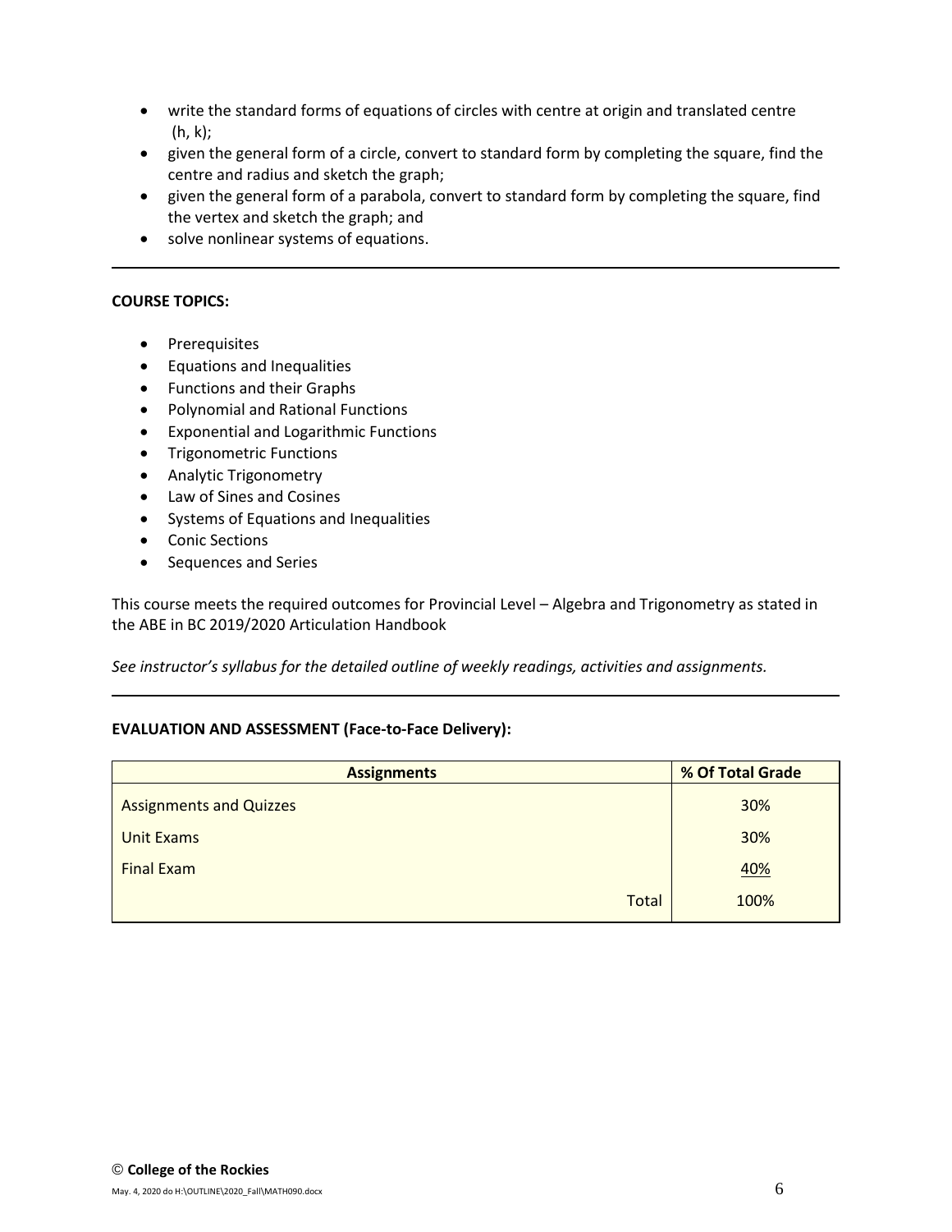- write the standard forms of equations of circles with centre at origin and translated centre (h, k);
- given the general form of a circle, convert to standard form by completing the square, find the centre and radius and sketch the graph;
- given the general form of a parabola, convert to standard form by completing the square, find the vertex and sketch the graph; and
- solve nonlinear systems of equations.

---

**COURSE TOPICS:**

- Prerequisites
- Equations and Inequalities
- Functions and their Graphs
- Polynomial and Rational Functions
- Exponential and Logarithmic Functions
- Trigonometric Functions
- Analytic Trigonometry
- Law of Sines and Cosines
- Systems of Equations and Inequalities
- Conic Sections
- Sequences and Series

This course meets the required outcomes for Provincial Level – Algebra and Trigonometry as stated in the ABE in BC 2019/2020 Articulation Handbook

*See instructor's syllabus for the detailed outline of weekly readings, activities and assignments.*

---

**EVALUATION AND ASSESSMENT (Face-to-Face Delivery):**

| Assignments | % Of Total Grade |
|---|---|
| Assignments and Quizzes | 30% |
| Unit Exams | 30% |
| Final Exam | 40% |
| Total | 100% |

© **College of the Rockies**

May. 4, 2020 do H:\OUTLINE\2020_Fall\MATH090.docx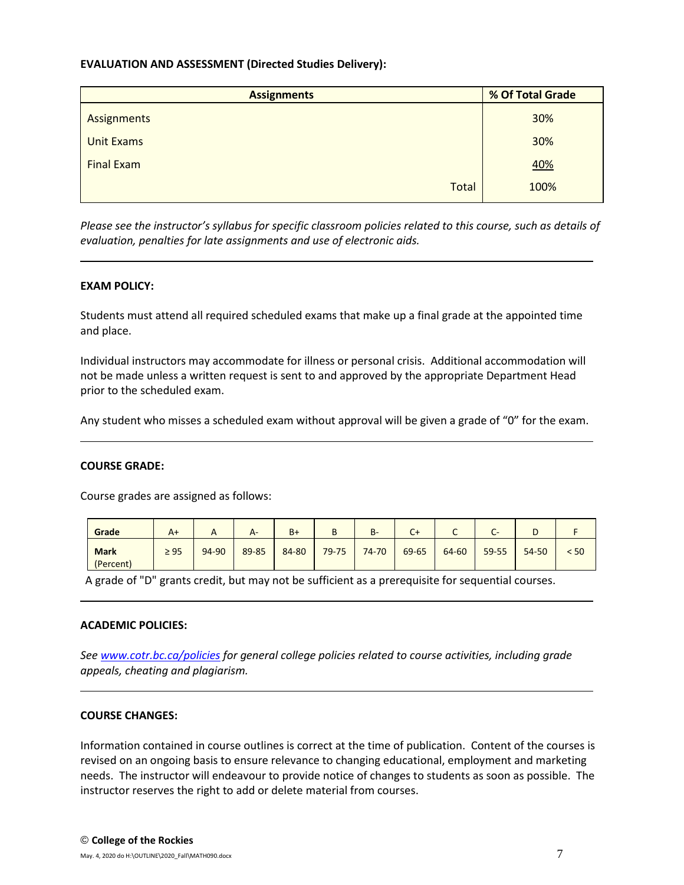**EVALUATION AND ASSESSMENT (Directed Studies Delivery):**

| Assignments | % Of Total Grade |
|---|---|
| Assignments | 30% |
| Unit Exams | 30% |
| Final Exam | 40% |
| Total | 100% |

*Please see the instructor's syllabus for specific classroom policies related to this course, such as details of evaluation, penalties for late assignments and use of electronic aids.*

---

**EXAM POLICY:**

Students must attend all required scheduled exams that make up a final grade at the appointed time and place.

Individual instructors may accommodate for illness or personal crisis. Additional accommodation will not be made unless a written request is sent to and approved by the appropriate Department Head prior to the scheduled exam.

Any student who misses a scheduled exam without approval will be given a grade of "0" for the exam.

---

**COURSE GRADE:**

Course grades are assigned as follows:

| Grade | A+ | A | A- | B+ | B | B- | C+ | C | C- | D | F |
|---|---|---|---|---|---|---|---|---|---|---|---|
| **Mark** (Percent) | ≥ 95 | 94-90 | 89-85 | 84-80 | 79-75 | 74-70 | 69-65 | 64-60 | 59-55 | 54-50 | < 50 |

A grade of "D" grants credit, but may not be sufficient as a prerequisite for sequential courses.

---

**ACADEMIC POLICIES:**

*See www.cotr.bc.ca/policies for general college policies related to course activities, including grade appeals, cheating and plagiarism.*

---

**COURSE CHANGES:**

Information contained in course outlines is correct at the time of publication. Content of the courses is revised on an ongoing basis to ensure relevance to changing educational, employment and marketing needs. The instructor will endeavour to provide notice of changes to students as soon as possible. The instructor reserves the right to add or delete material from courses.